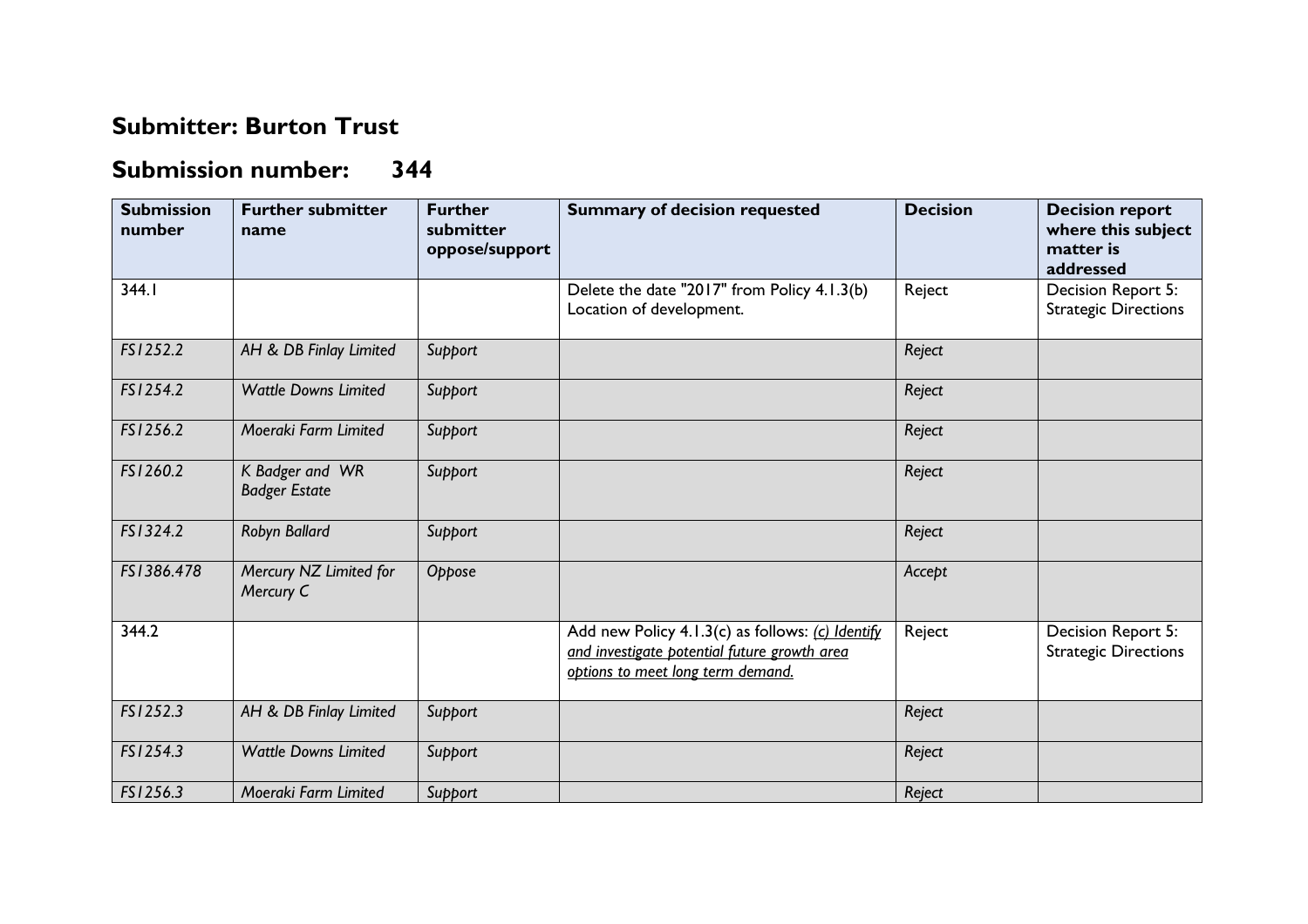## Submitter: Burton Trust

## Submission number: 344

| Submission number | Further submitter name | Further submitter oppose/support | Summary of decision requested | Decision | Decision report where this subject matter is addressed |
|---|---|---|---|---|---|
| 344.1 | | | Delete the date "2017" from Policy 4.1.3(b) Location of development. | Reject | Decision Report 5: Strategic Directions |
| *FS1252.2* | *AH & DB Finlay Limited* | *Support* | | *Reject* | |
| *FS1254.2* | *Wattle Downs Limited* | *Support* | | *Reject* | |
| *FS1256.2* | *Moeraki Farm Limited* | *Support* | | *Reject* | |
| *FS1260.2* | *K Badger and WR Badger Estate* | *Support* | | *Reject* | |
| *FS1324.2* | *Robyn Ballard* | *Support* | | *Reject* | |
| *FS1386.478* | *Mercury NZ Limited for Mercury C* | *Oppose* | | *Accept* | |
| 344.2 | | | Add new Policy 4.1.3(c) as follows: *<u>(c) Identify and investigate potential future growth area options to meet long term demand.</u>* | Reject | Decision Report 5: Strategic Directions |
| *FS1252.3* | *AH & DB Finlay Limited* | *Support* | | *Reject* | |
| *FS1254.3* | *Wattle Downs Limited* | *Support* | | *Reject* | |
| *FS1256.3* | *Moeraki Farm Limited* | *Support* | | *Reject* | |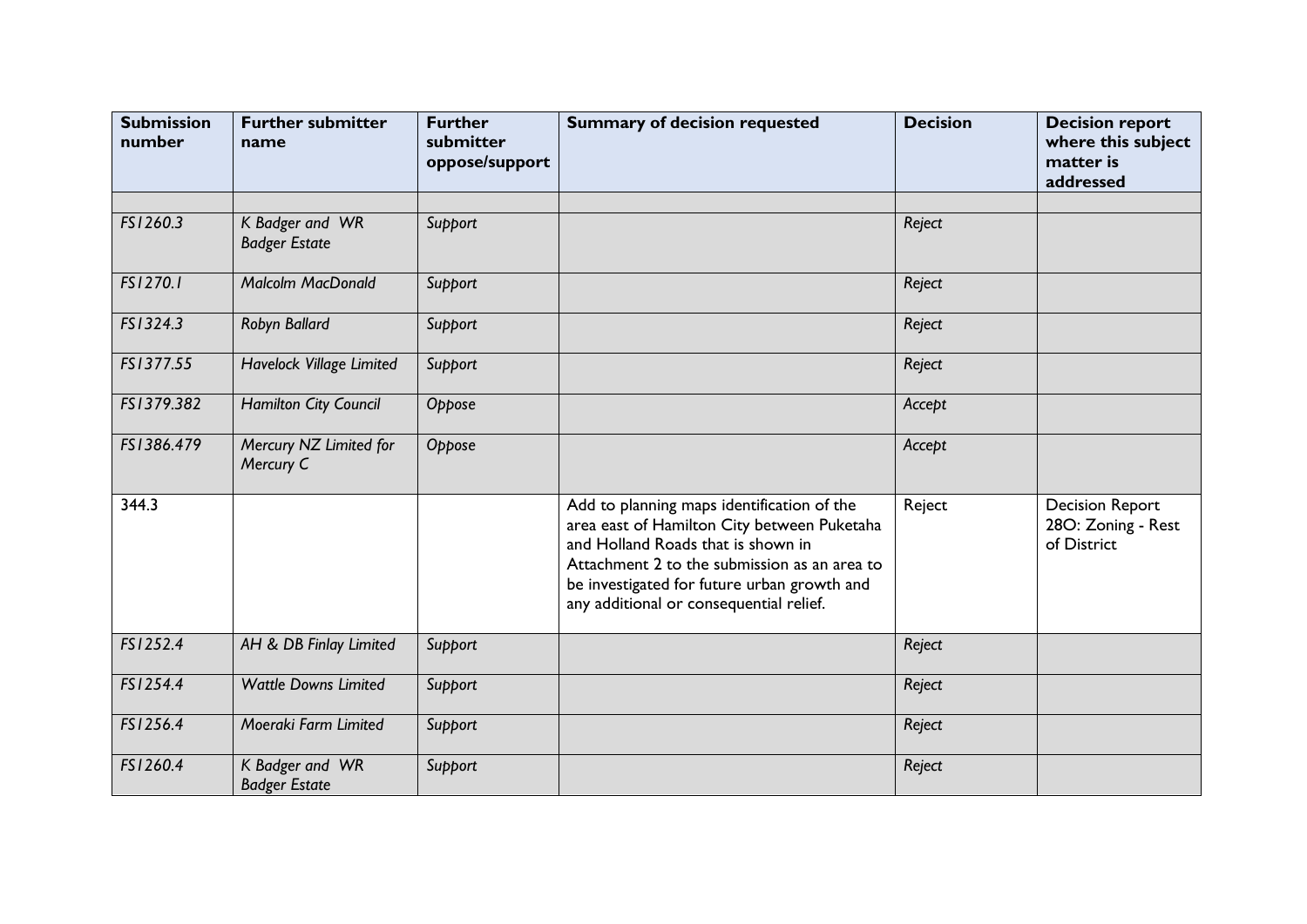| Submission number | Further submitter name | Further submitter oppose/support | Summary of decision requested | Decision | Decision report where this subject matter is addressed |
|---|---|---|---|---|---|
| | | | | | |
| *FS1260.3* | *K Badger and WR Badger Estate* | *Support* | | *Reject* | |
| *FS1270.1* | *Malcolm MacDonald* | *Support* | | *Reject* | |
| *FS1324.3* | *Robyn Ballard* | *Support* | | *Reject* | |
| *FS1377.55* | *Havelock Village Limited* | *Support* | | *Reject* | |
| *FS1379.382* | *Hamilton City Council* | *Oppose* | | *Accept* | |
| *FS1386.479* | *Mercury NZ Limited for Mercury C* | *Oppose* | | *Accept* | |
| 344.3 | | | Add to planning maps identification of the area east of Hamilton City between Puketaha and Holland Roads that is shown in Attachment 2 to the submission as an area to be investigated for future urban growth and any additional or consequential relief. | Reject | Decision Report 28O: Zoning - Rest of District |
| *FS1252.4* | *AH & DB Finlay Limited* | *Support* | | *Reject* | |
| *FS1254.4* | *Wattle Downs Limited* | *Support* | | *Reject* | |
| *FS1256.4* | *Moeraki Farm Limited* | *Support* | | *Reject* | |
| *FS1260.4* | *K Badger and WR Badger Estate* | *Support* | | *Reject* | |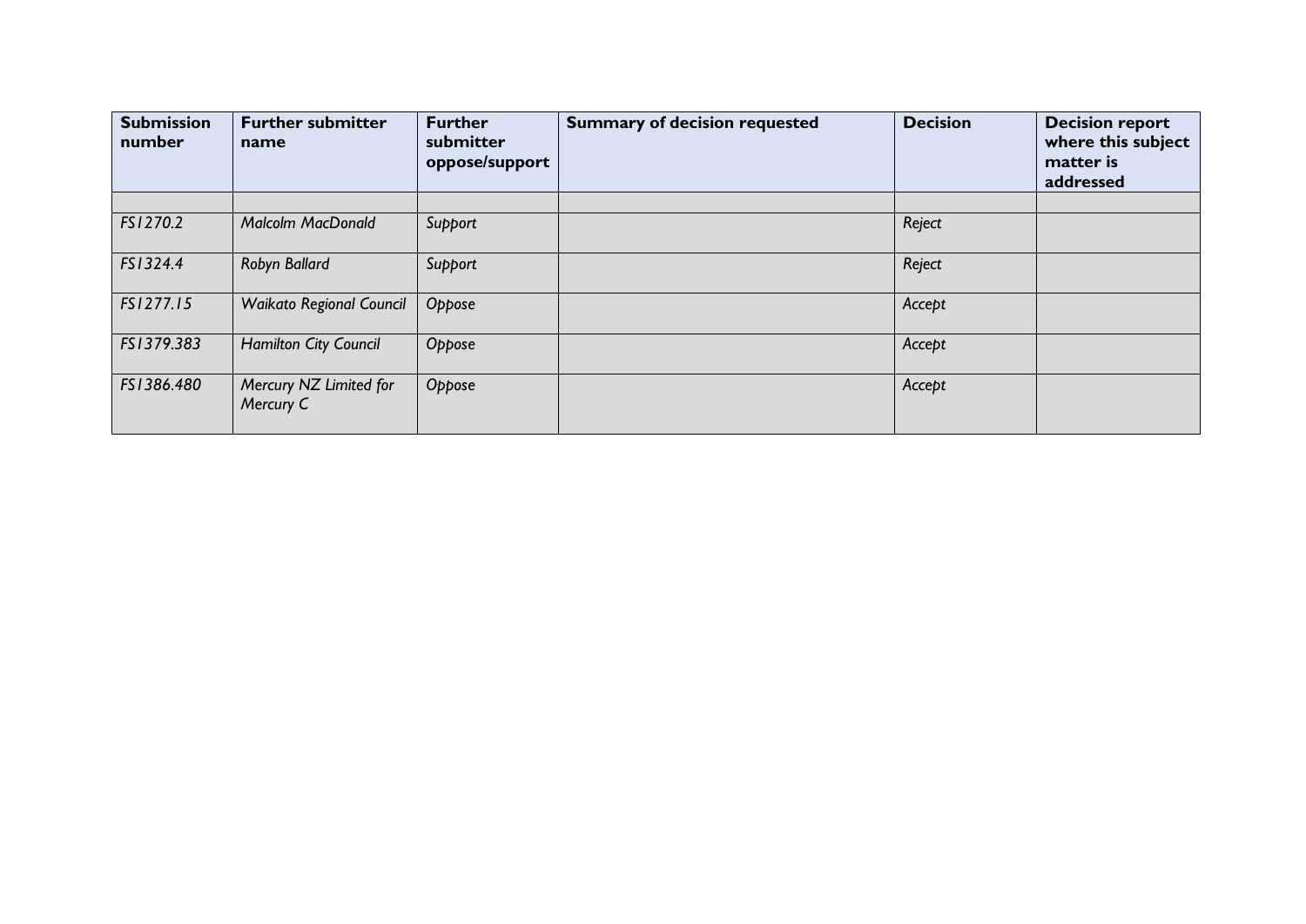| **Submission number** | **Further submitter name** | **Further submitter oppose/support** | **Summary of decision requested** | **Decision** | **Decision report where this subject matter is addressed** |
|---|---|---|---|---|---|
| | | | | | |
| *FS1270.2* | *Malcolm MacDonald* | *Support* | | *Reject* | |
| *FS1324.4* | *Robyn Ballard* | *Support* | | *Reject* | |
| *FS1277.15* | *Waikato Regional Council* | *Oppose* | | *Accept* | |
| *FS1379.383* | *Hamilton City Council* | *Oppose* | | *Accept* | |
| *FS1386.480* | *Mercury NZ Limited for Mercury C* | *Oppose* | | *Accept* | |